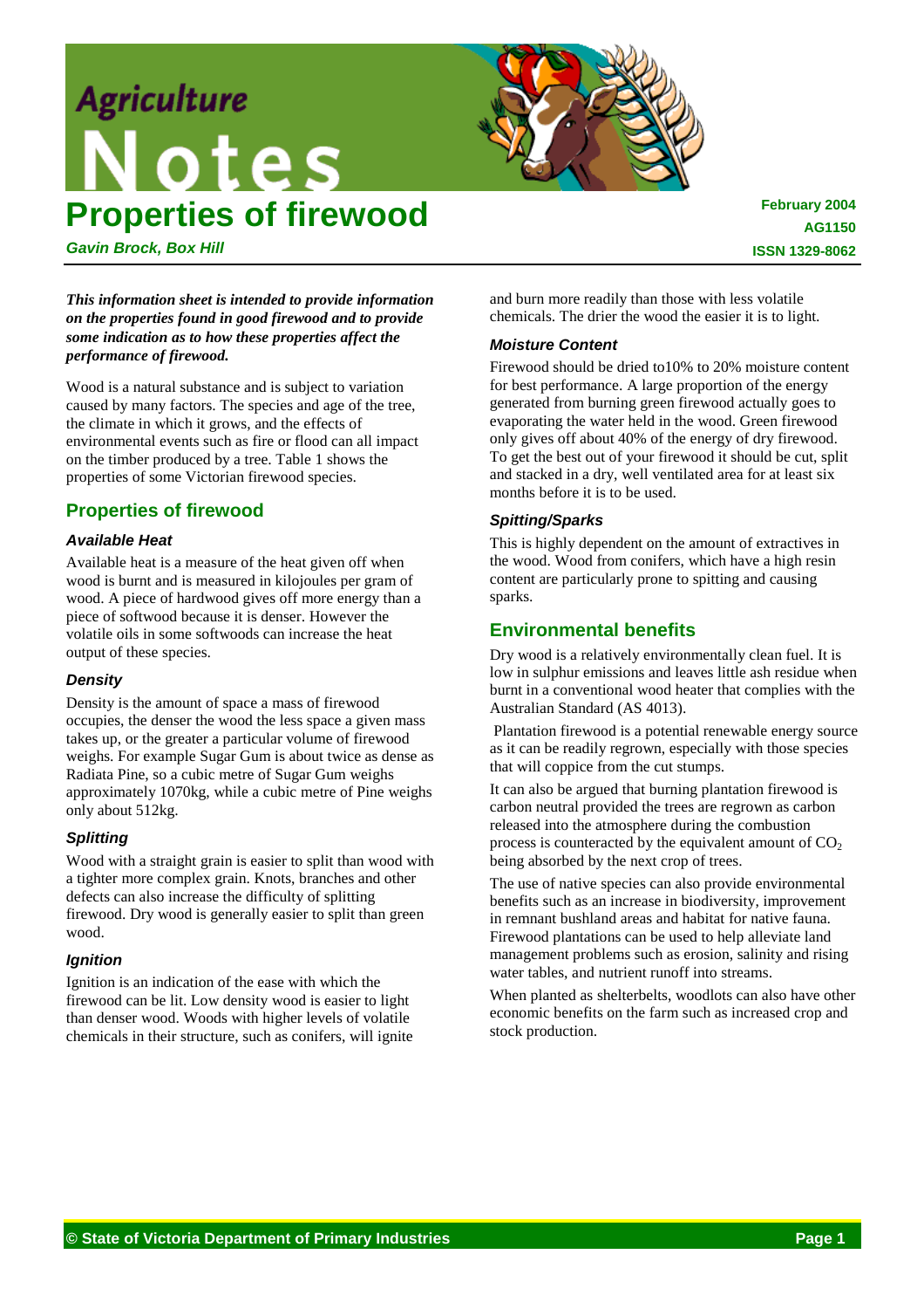# Properties of firewood

*Gavin Brock, Box Hill*

February 2004
AG1150
ISSN 1329-8062

***This information sheet is intended to provide information on the properties found in good firewood and to provide some indication as to how these properties affect the performance of firewood.***

Wood is a natural substance and is subject to variation caused by many factors. The species and age of the tree, the climate in which it grows, and the effects of environmental events such as fire or flood can all impact on the timber produced by a tree. Table 1 shows the properties of some Victorian firewood species.

## Properties of firewood

### Available Heat

Available heat is a measure of the heat given off when wood is burnt and is measured in kilojoules per gram of wood. A piece of hardwood gives off more energy than a piece of softwood because it is denser. However the volatile oils in some softwoods can increase the heat output of these species.

### Density

Density is the amount of space a mass of firewood occupies, the denser the wood the less space a given mass takes up, or the greater a particular volume of firewood weighs. For example Sugar Gum is about twice as dense as Radiata Pine, so a cubic metre of Sugar Gum weighs approximately 1070kg, while a cubic metre of Pine weighs only about 512kg.

### Splitting

Wood with a straight grain is easier to split than wood with a tighter more complex grain. Knots, branches and other defects can also increase the difficulty of splitting firewood. Dry wood is generally easier to split than green wood.

### Ignition

Ignition is an indication of the ease with which the firewood can be lit. Low density wood is easier to light than denser wood. Woods with higher levels of volatile chemicals in their structure, such as conifers, will ignite and burn more readily than those with less volatile chemicals. The drier the wood the easier it is to light.

### Moisture Content

Firewood should be dried to10% to 20% moisture content for best performance. A large proportion of the energy generated from burning green firewood actually goes to evaporating the water held in the wood. Green firewood only gives off about 40% of the energy of dry firewood. To get the best out of your firewood it should be cut, split and stacked in a dry, well ventilated area for at least six months before it is to be used.

### Spitting/Sparks

This is highly dependent on the amount of extractives in the wood. Wood from conifers, which have a high resin content are particularly prone to spitting and causing sparks.

## Environmental benefits

Dry wood is a relatively environmentally clean fuel. It is low in sulphur emissions and leaves little ash residue when burnt in a conventional wood heater that complies with the Australian Standard (AS 4013).

Plantation firewood is a potential renewable energy source as it can be readily regrown, especially with those species that will coppice from the cut stumps.

It can also be argued that burning plantation firewood is carbon neutral provided the trees are regrown as carbon released into the atmosphere during the combustion process is counteracted by the equivalent amount of $CO_2$ being absorbed by the next crop of trees.

The use of native species can also provide environmental benefits such as an increase in biodiversity, improvement in remnant bushland areas and habitat for native fauna. Firewood plantations can be used to help alleviate land management problems such as erosion, salinity and rising water tables, and nutrient runoff into streams.

When planted as shelterbelts, woodlots can also have other economic benefits on the farm such as increased crop and stock production.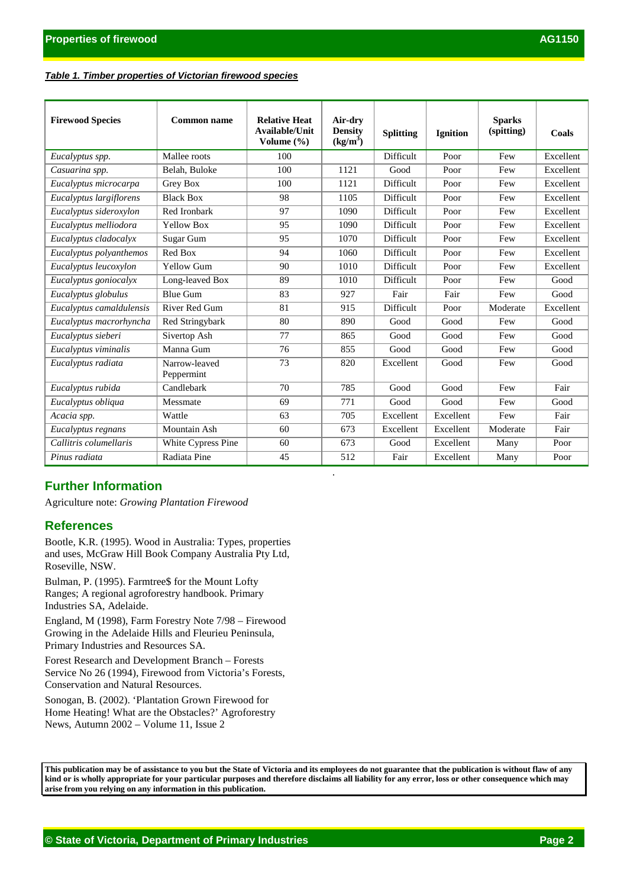***Table 1. Timber properties of Victorian firewood species***

| Firewood Species | Common name | Relative Heat Available/Unit Volume (%) | Air-dry Density ($kg/m^3$) | Splitting | Ignition | Sparks (spitting) | Coals |
|---|---|---|---|---|---|---|---|
| *Eucalyptus spp.* | Mallee roots | 100 | | Difficult | Poor | Few | Excellent |
| *Casuarina spp.* | Belah, Buloke | 100 | 1121 | Good | Poor | Few | Excellent |
| *Eucalyptus microcarpa* | Grey Box | 100 | 1121 | Difficult | Poor | Few | Excellent |
| *Eucalyptus largiflorens* | Black Box | 98 | 1105 | Difficult | Poor | Few | Excellent |
| *Eucalyptus sideroxylon* | Red Ironbark | 97 | 1090 | Difficult | Poor | Few | Excellent |
| *Eucalyptus melliodora* | Yellow Box | 95 | 1090 | Difficult | Poor | Few | Excellent |
| *Eucalyptus cladocalyx* | Sugar Gum | 95 | 1070 | Difficult | Poor | Few | Excellent |
| *Eucalyptus polyanthemos* | Red Box | 94 | 1060 | Difficult | Poor | Few | Excellent |
| *Eucalyptus leucoxylon* | Yellow Gum | 90 | 1010 | Difficult | Poor | Few | Excellent |
| *Eucalyptus goniocalyx* | Long-leaved Box | 89 | 1010 | Difficult | Poor | Few | Good |
| *Eucalyptus globulus* | Blue Gum | 83 | 927 | Fair | Fair | Few | Good |
| *Eucalyptus camaldulensis* | River Red Gum | 81 | 915 | Difficult | Poor | Moderate | Excellent |
| *Eucalyptus macrorhyncha* | Red Stringybark | 80 | 890 | Good | Good | Few | Good |
| *Eucalyptus sieberi* | Sivertop Ash | 77 | 865 | Good | Good | Few | Good |
| *Eucalyptus viminalis* | Manna Gum | 76 | 855 | Good | Good | Few | Good |
| *Eucalyptus radiata* | Narrow-leaved Peppermint | 73 | 820 | Excellent | Good | Few | Good |
| *Eucalyptus rubida* | Candlebark | 70 | 785 | Good | Good | Few | Fair |
| *Eucalyptus obliqua* | Messmate | 69 | 771 | Good | Good | Few | Good |
| *Acacia spp.* | Wattle | 63 | 705 | Excellent | Excellent | Few | Fair |
| *Eucalyptus regnans* | Mountain Ash | 60 | 673 | Excellent | Excellent | Moderate | Fair |
| *Callitris columellaris* | White Cypress Pine | 60 | 673 | Good | Excellent | Many | Poor |
| *Pinus radiata* | Radiata Pine | 45 | 512 | Fair | Excellent | Many | Poor |

## Further Information

Agriculture note: *Growing Plantation Firewood*

## References

Bootle, K.R. (1995). Wood in Australia: Types, properties and uses, McGraw Hill Book Company Australia Pty Ltd, Roseville, NSW.

Bulman, P. (1995). Farmtree$ for the Mount Lofty Ranges; A regional agroforestry handbook. Primary Industries SA, Adelaide.

England, M (1998), Farm Forestry Note 7/98 – Firewood Growing in the Adelaide Hills and Fleurieu Peninsula, Primary Industries and Resources SA.

Forest Research and Development Branch – Forests Service No 26 (1994), Firewood from Victoria's Forests, Conservation and Natural Resources.

Sonogan, B. (2002). 'Plantation Grown Firewood for Home Heating! What are the Obstacles?' Agroforestry News, Autumn 2002 – Volume 11, Issue 2

**This publication may be of assistance to you but the State of Victoria and its employees do not guarantee that the publication is without flaw of any kind or is wholly appropriate for your particular purposes and therefore disclaims all liability for any error, loss or other consequence which may arise from you relying on any information in this publication.**